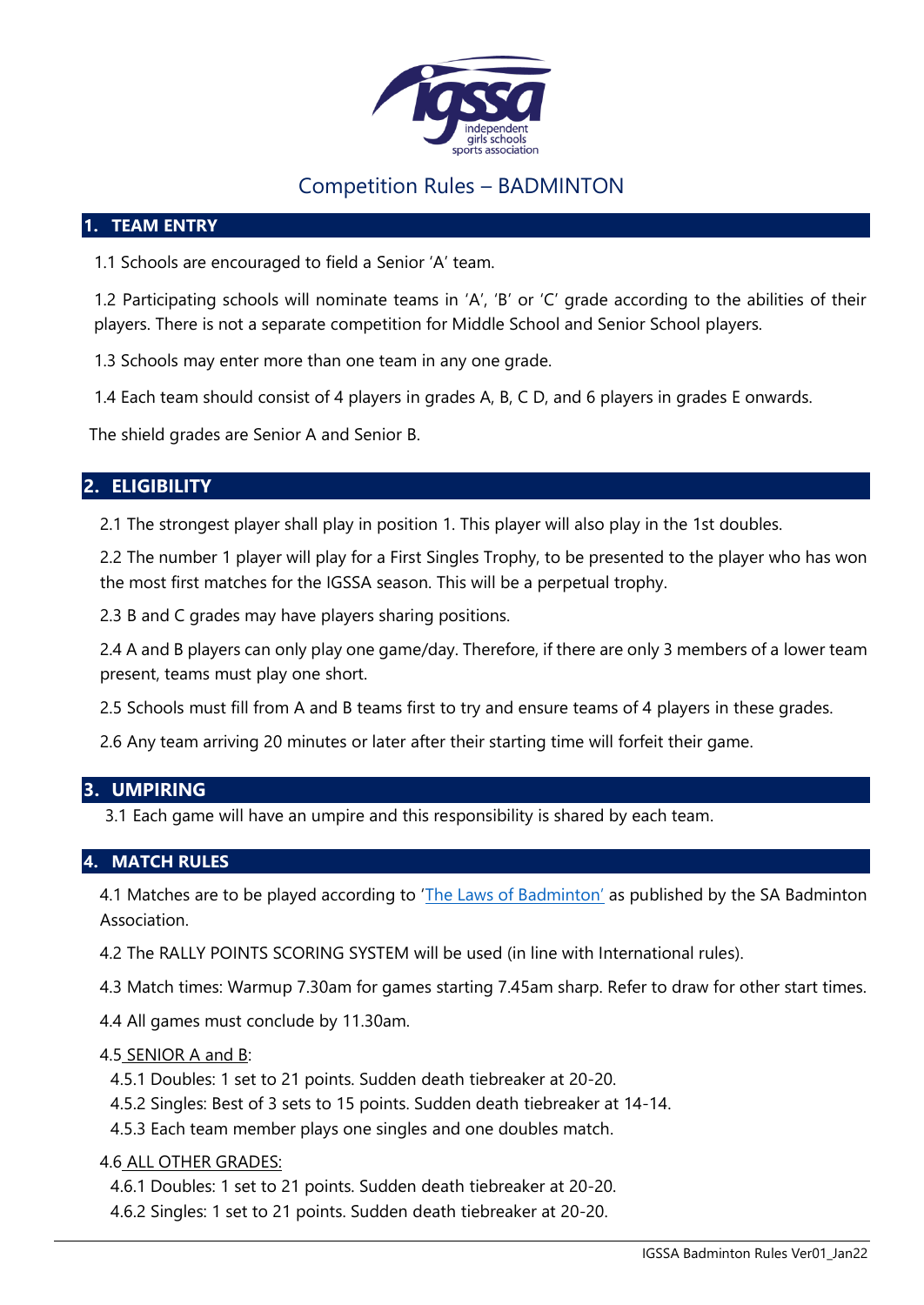# Competition Rules – BADMINTON

## 1. TEAM ENTRY

1.1 Schools are encouraged to field a Senior 'A' team.

1.2 Participating schools will nominate teams in 'A', 'B' or 'C' grade according to the abilities of their players. There is not a separate competition for Middle School and Senior School players.

1.3 Schools may enter more than one team in any one grade.

1.4 Each team should consist of 4 players in grades A, B, C D, and 6 players in grades E onwards.

The shield grades are Senior A and Senior B.

## 2. ELIGIBILITY

2.1 The strongest player shall play in position 1. This player will also play in the 1st doubles.

2.2 The number 1 player will play for a First Singles Trophy, to be presented to the player who has won the most first matches for the IGSSA season. This will be a perpetual trophy.

2.3 B and C grades may have players sharing positions.

2.4 A and B players can only play one game/day. Therefore, if there are only 3 members of a lower team present, teams must play one short.

2.5 Schools must fill from A and B teams first to try and ensure teams of 4 players in these grades.

2.6 Any team arriving 20 minutes or later after their starting time will forfeit their game.

## 3. UMPIRING

3.1 Each game will have an umpire and this responsibility is shared by each team.

## 4. MATCH RULES

4.1 Matches are to be played according to '[The Laws of Badminton](The Laws of Badminton)' as published by the SA Badminton Association.

4.2 The RALLY POINTS SCORING SYSTEM will be used (in line with International rules).

4.3 Match times: Warmup 7.30am for games starting 7.45am sharp. Refer to draw for other start times.

4.4 All games must conclude by 11.30am.

4.5 SENIOR A and B:

- 4.5.1 Doubles: 1 set to 21 points. Sudden death tiebreaker at 20-20.
- 4.5.2 Singles: Best of 3 sets to 15 points. Sudden death tiebreaker at 14-14.
- 4.5.3 Each team member plays one singles and one doubles match.

4.6 ALL OTHER GRADES:

- 4.6.1 Doubles: 1 set to 21 points. Sudden death tiebreaker at 20-20.
- 4.6.2 Singles: 1 set to 21 points. Sudden death tiebreaker at 20-20.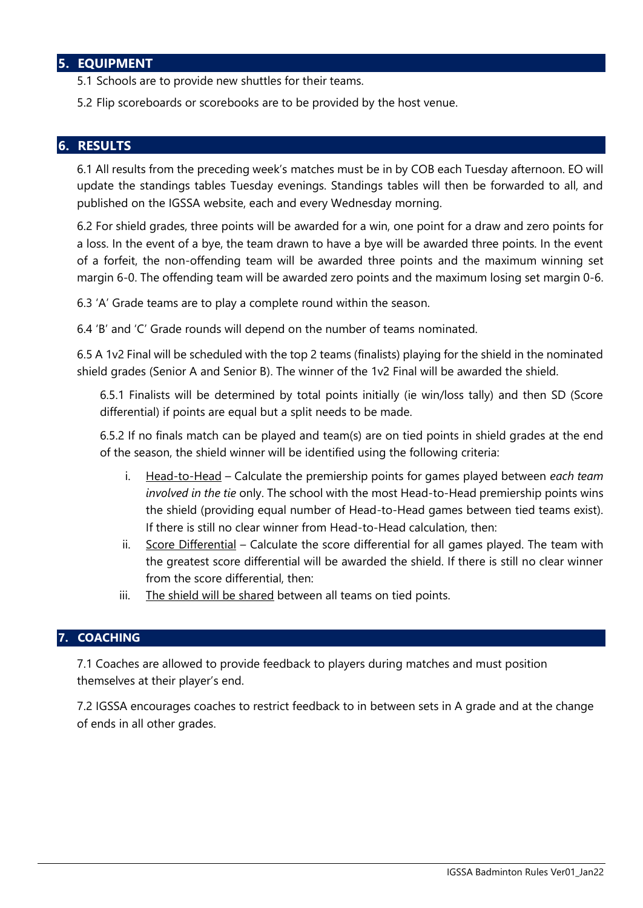## 5. EQUIPMENT

5.1 Schools are to provide new shuttles for their teams.

5.2 Flip scoreboards or scorebooks are to be provided by the host venue.

## 6. RESULTS

6.1 All results from the preceding week's matches must be in by COB each Tuesday afternoon. EO will update the standings tables Tuesday evenings. Standings tables will then be forwarded to all, and published on the IGSSA website, each and every Wednesday morning.

6.2 For shield grades, three points will be awarded for a win, one point for a draw and zero points for a loss. In the event of a bye, the team drawn to have a bye will be awarded three points. In the event of a forfeit, the non-offending team will be awarded three points and the maximum winning set margin 6-0. The offending team will be awarded zero points and the maximum losing set margin 0-6.

6.3 'A' Grade teams are to play a complete round within the season.

6.4 'B' and 'C' Grade rounds will depend on the number of teams nominated.

6.5 A 1v2 Final will be scheduled with the top 2 teams (finalists) playing for the shield in the nominated shield grades (Senior A and Senior B). The winner of the 1v2 Final will be awarded the shield.

6.5.1 Finalists will be determined by total points initially (ie win/loss tally) and then SD (Score differential) if points are equal but a split needs to be made.

6.5.2 If no finals match can be played and team(s) are on tied points in shield grades at the end of the season, the shield winner will be identified using the following criteria:

i. Head-to-Head – Calculate the premiership points for games played between *each team involved in the tie* only. The school with the most Head-to-Head premiership points wins the shield (providing equal number of Head-to-Head games between tied teams exist). If there is still no clear winner from Head-to-Head calculation, then:

ii. Score Differential – Calculate the score differential for all games played. The team with the greatest score differential will be awarded the shield. If there is still no clear winner from the score differential, then:

iii. The shield will be shared between all teams on tied points.

## 7. COACHING

7.1 Coaches are allowed to provide feedback to players during matches and must position themselves at their player's end.

7.2 IGSSA encourages coaches to restrict feedback to in between sets in A grade and at the change of ends in all other grades.